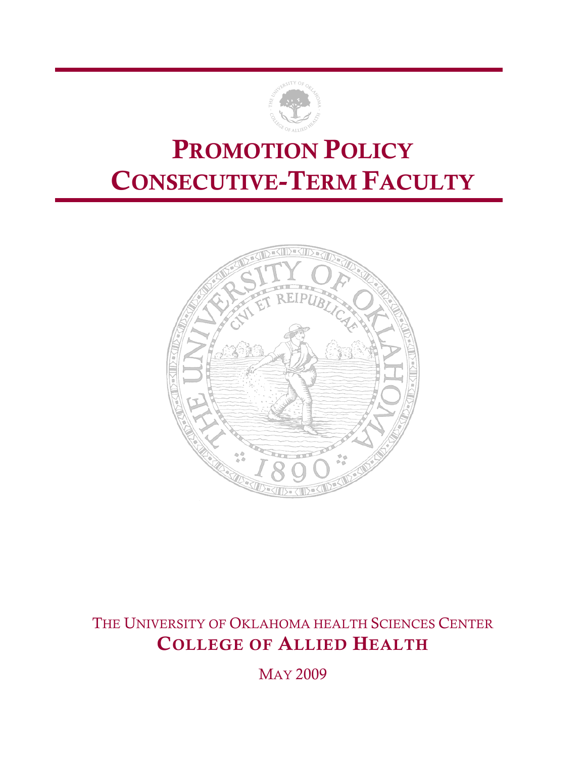# PROMOTION POLICY
# CONSECUTIVE-TERM FACULTY

THE UNIVERSITY OF OKLAHOMA HEALTH SCIENCES CENTER

**COLLEGE OF ALLIED HEALTH**

MAY 2009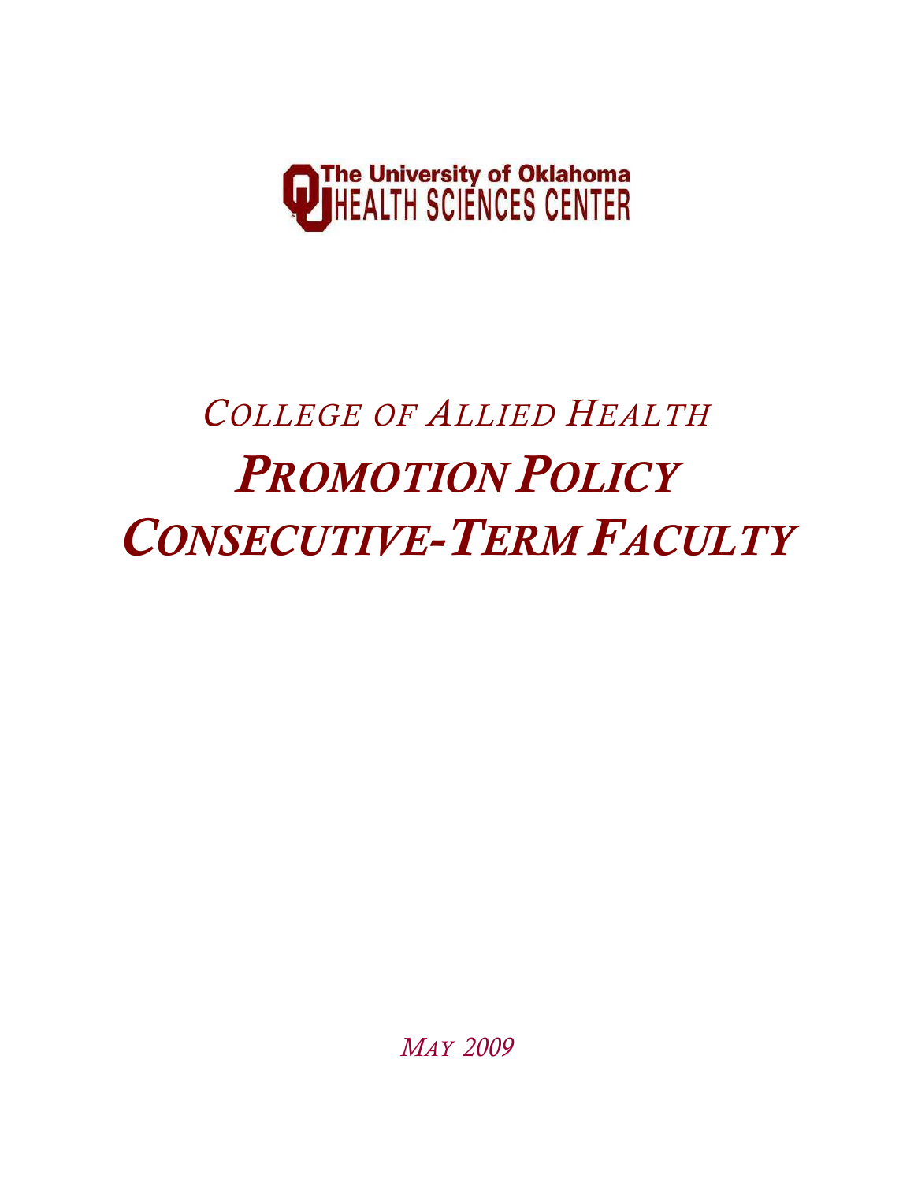The University of Oklahoma
HEALTH SCIENCES CENTER

# *College of Allied Health*

# ***Promotion Policy***
# ***Consecutive-Term Faculty***

*May 2009*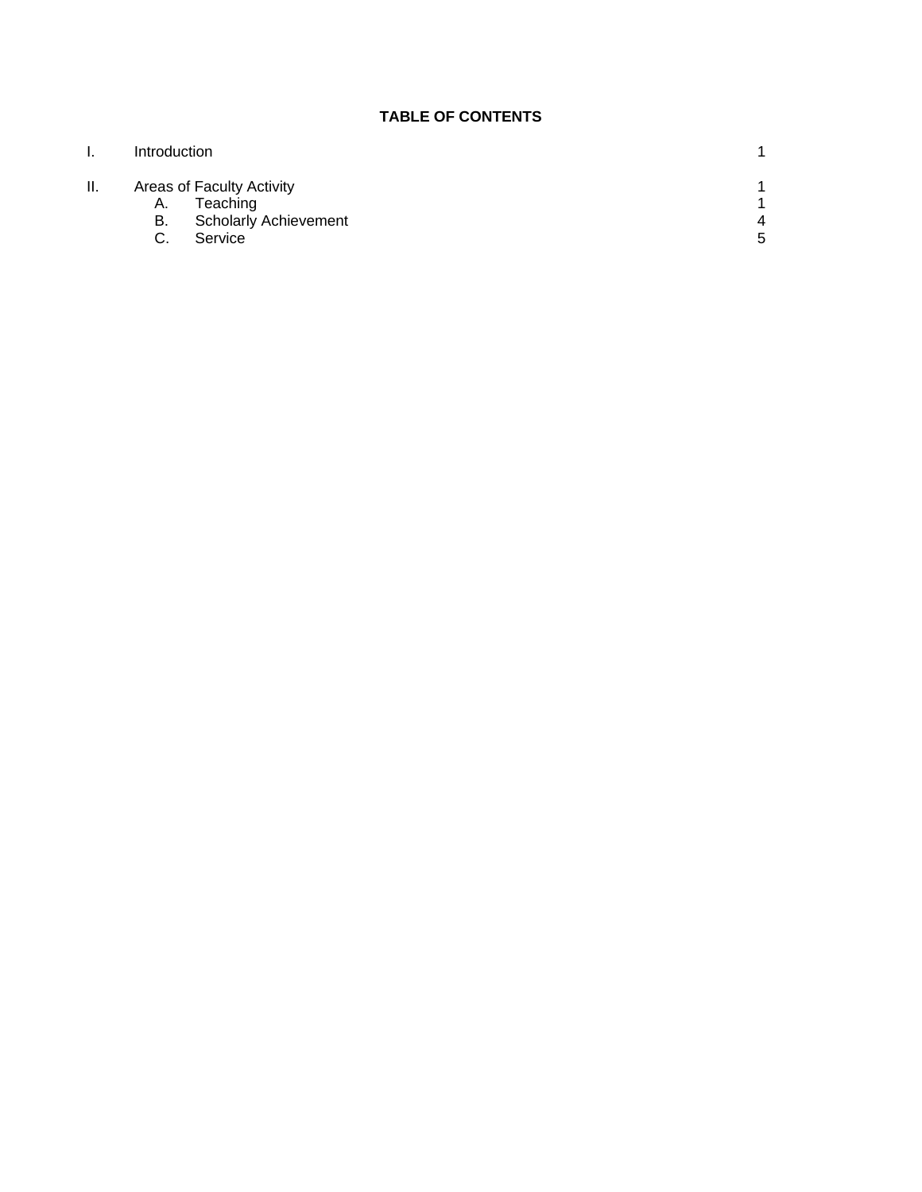**TABLE OF CONTENTS**

| | | |
|---|---|---|
| I. | Introduction | 1 |
| II. | Areas of Faculty Activity | 1 |
| | A. Teaching | 1 |
| | B. Scholarly Achievement | 4 |
| | C. Service | 5 |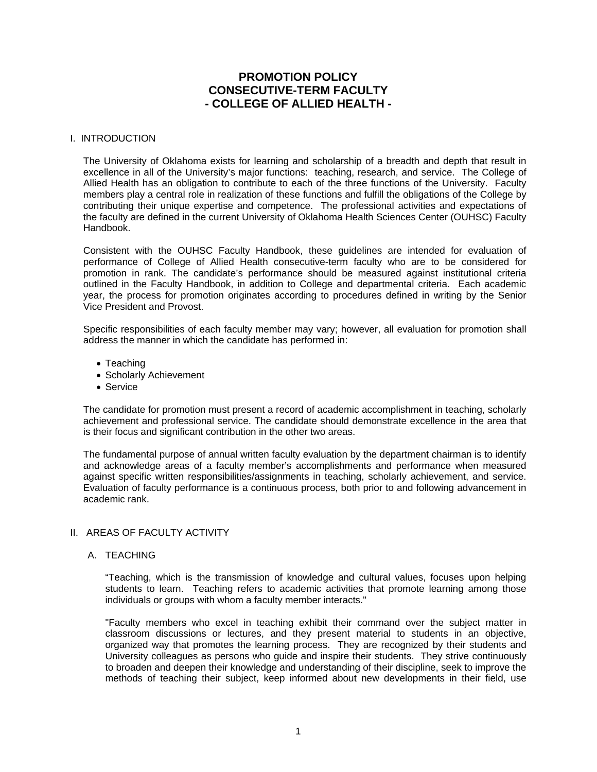# PROMOTION POLICY
# CONSECUTIVE-TERM FACULTY
# - COLLEGE OF ALLIED HEALTH -

## I. INTRODUCTION

The University of Oklahoma exists for learning and scholarship of a breadth and depth that result in excellence in all of the University's major functions: teaching, research, and service. The College of Allied Health has an obligation to contribute to each of the three functions of the University. Faculty members play a central role in realization of these functions and fulfill the obligations of the College by contributing their unique expertise and competence. The professional activities and expectations of the faculty are defined in the current University of Oklahoma Health Sciences Center (OUHSC) Faculty Handbook.

Consistent with the OUHSC Faculty Handbook, these guidelines are intended for evaluation of performance of College of Allied Health consecutive-term faculty who are to be considered for promotion in rank. The candidate's performance should be measured against institutional criteria outlined in the Faculty Handbook, in addition to College and departmental criteria. Each academic year, the process for promotion originates according to procedures defined in writing by the Senior Vice President and Provost.

Specific responsibilities of each faculty member may vary; however, all evaluation for promotion shall address the manner in which the candidate has performed in:

- Teaching
- Scholarly Achievement
- Service

The candidate for promotion must present a record of academic accomplishment in teaching, scholarly achievement and professional service. The candidate should demonstrate excellence in the area that is their focus and significant contribution in the other two areas.

The fundamental purpose of annual written faculty evaluation by the department chairman is to identify and acknowledge areas of a faculty member's accomplishments and performance when measured against specific written responsibilities/assignments in teaching, scholarly achievement, and service. Evaluation of faculty performance is a continuous process, both prior to and following advancement in academic rank.

## II. AREAS OF FACULTY ACTIVITY

### A. TEACHING

"Teaching, which is the transmission of knowledge and cultural values, focuses upon helping students to learn. Teaching refers to academic activities that promote learning among those individuals or groups with whom a faculty member interacts."

"Faculty members who excel in teaching exhibit their command over the subject matter in classroom discussions or lectures, and they present material to students in an objective, organized way that promotes the learning process. They are recognized by their students and University colleagues as persons who guide and inspire their students. They strive continuously to broaden and deepen their knowledge and understanding of their discipline, seek to improve the methods of teaching their subject, keep informed about new developments in their field, use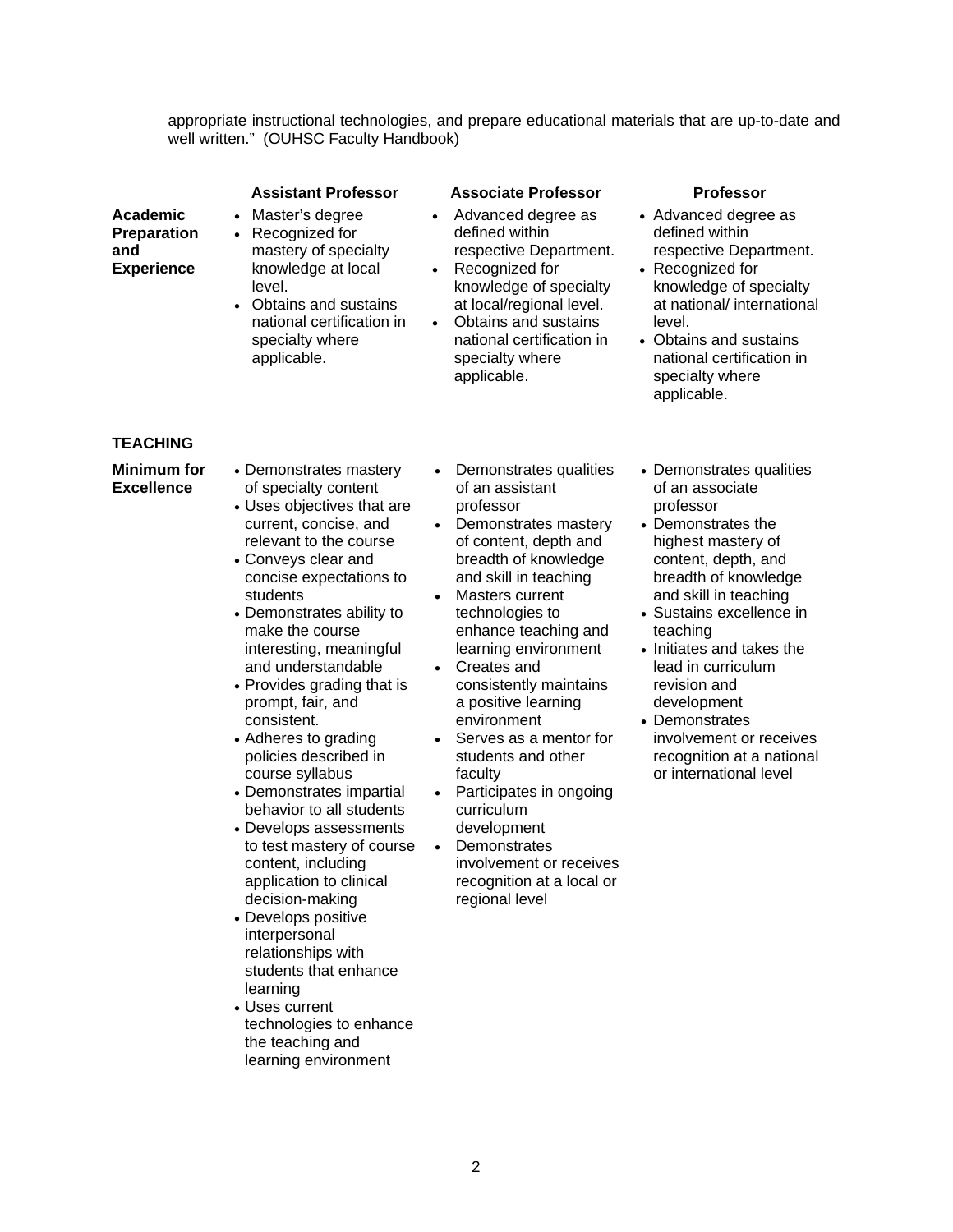appropriate instructional technologies, and prepare educational materials that are up-to-date and well written." (OUHSC Faculty Handbook)

| | Assistant Professor | Associate Professor | Professor |
|---|---|---|---|
| **Academic Preparation and Experience** | • Master's degree<br>• Recognized for mastery of specialty knowledge at local level.<br>• Obtains and sustains national certification in specialty where applicable. | • Advanced degree as defined within respective Department.<br>• Recognized for knowledge of specialty at local/regional level.<br>• Obtains and sustains national certification in specialty where applicable. | • Advanced degree as defined within respective Department.<br>• Recognized for knowledge of specialty at national/ international level.<br>• Obtains and sustains national certification in specialty where applicable. |
| **TEACHING** | | | |
| **Minimum for Excellence** | • Demonstrates mastery of specialty content<br>• Uses objectives that are current, concise, and relevant to the course<br>• Conveys clear and concise expectations to students<br>• Demonstrates ability to make the course interesting, meaningful and understandable<br>• Provides grading that is prompt, fair, and consistent.<br>• Adheres to grading policies described in course syllabus<br>• Demonstrates impartial behavior to all students<br>• Develops assessments to test mastery of course content, including application to clinical decision-making<br>• Develops positive interpersonal relationships with students that enhance learning<br>• Uses current technologies to enhance the teaching and learning environment | • Demonstrates qualities of an assistant professor<br>• Demonstrates mastery of content, depth and breadth of knowledge and skill in teaching<br>• Masters current technologies to enhance teaching and learning environment<br>• Creates and consistently maintains a positive learning environment<br>• Serves as a mentor for students and other faculty<br>• Participates in ongoing curriculum development<br>• Demonstrates involvement or receives recognition at a local or regional level | • Demonstrates qualities of an associate professor<br>• Demonstrates the highest mastery of content, depth, and breadth of knowledge and skill in teaching<br>• Sustains excellence in teaching<br>• Initiates and takes the lead in curriculum revision and development<br>• Demonstrates involvement or receives recognition at a national or international level |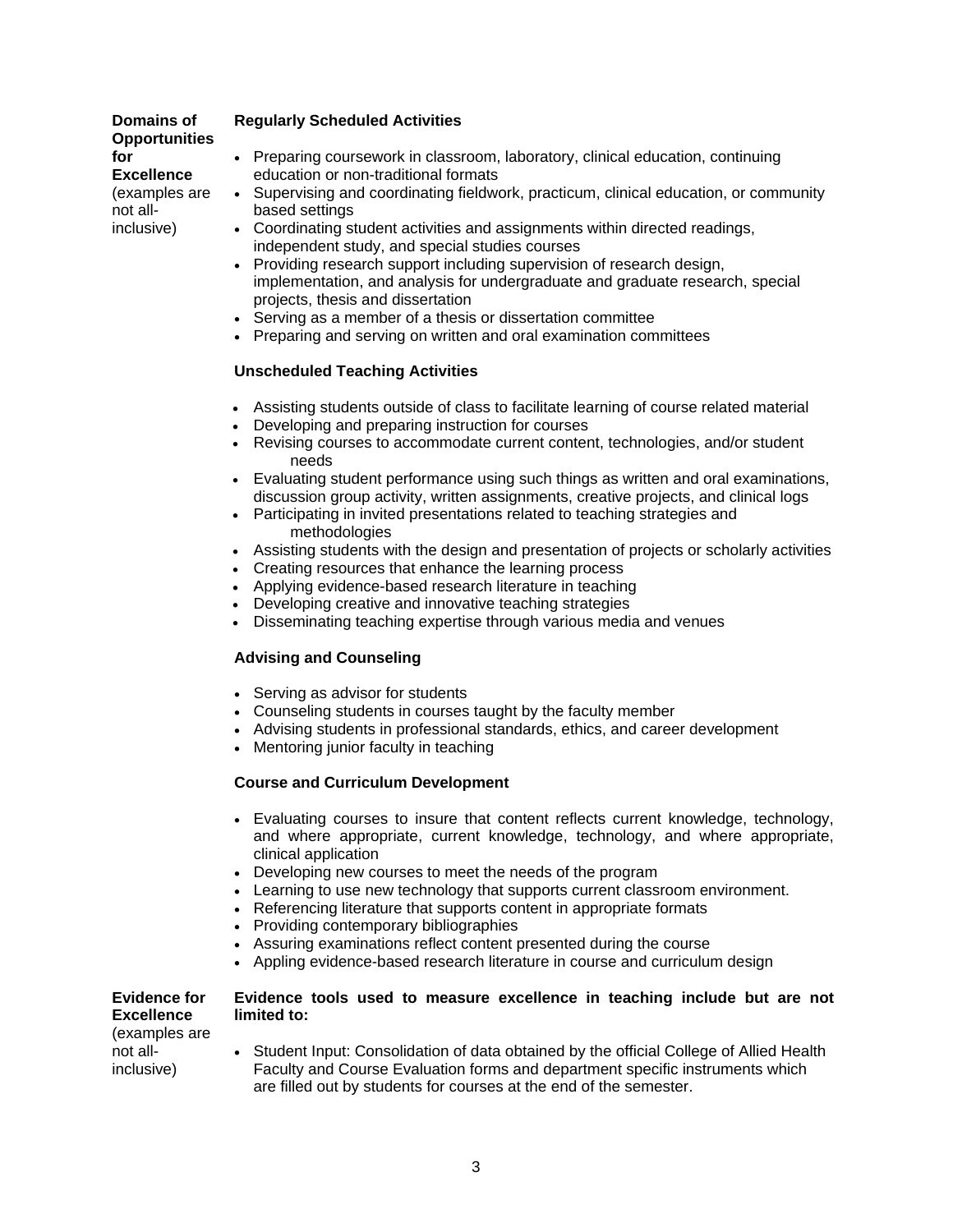**Domains of Opportunities for Excellence** (examples are not all-inclusive)

**Regularly Scheduled Activities**

- Preparing coursework in classroom, laboratory, clinical education, continuing education or non-traditional formats
- Supervising and coordinating fieldwork, practicum, clinical education, or community based settings
- Coordinating student activities and assignments within directed readings, independent study, and special studies courses
- Providing research support including supervision of research design, implementation, and analysis for undergraduate and graduate research, special projects, thesis and dissertation
- Serving as a member of a thesis or dissertation committee
- Preparing and serving on written and oral examination committees

**Unscheduled Teaching Activities**

- Assisting students outside of class to facilitate learning of course related material
- Developing and preparing instruction for courses
- Revising courses to accommodate current content, technologies, and/or student needs
- Evaluating student performance using such things as written and oral examinations, discussion group activity, written assignments, creative projects, and clinical logs
- Participating in invited presentations related to teaching strategies and methodologies
- Assisting students with the design and presentation of projects or scholarly activities
- Creating resources that enhance the learning process
- Applying evidence-based research literature in teaching
- Developing creative and innovative teaching strategies
- Disseminating teaching expertise through various media and venues

**Advising and Counseling**

- Serving as advisor for students
- Counseling students in courses taught by the faculty member
- Advising students in professional standards, ethics, and career development
- Mentoring junior faculty in teaching

**Course and Curriculum Development**

- Evaluating courses to insure that content reflects current knowledge, technology, and where appropriate, current knowledge, technology, and where appropriate, clinical application
- Developing new courses to meet the needs of the program
- Learning to use new technology that supports current classroom environment.
- Referencing literature that supports content in appropriate formats
- Providing contemporary bibliographies
- Assuring examinations reflect content presented during the course
- Appling evidence-based research literature in course and curriculum design

**Evidence for Excellence** (examples are not all-inclusive)

**Evidence tools used to measure excellence in teaching include but are not limited to:**

- Student Input: Consolidation of data obtained by the official College of Allied Health Faculty and Course Evaluation forms and department specific instruments which are filled out by students for courses at the end of the semester.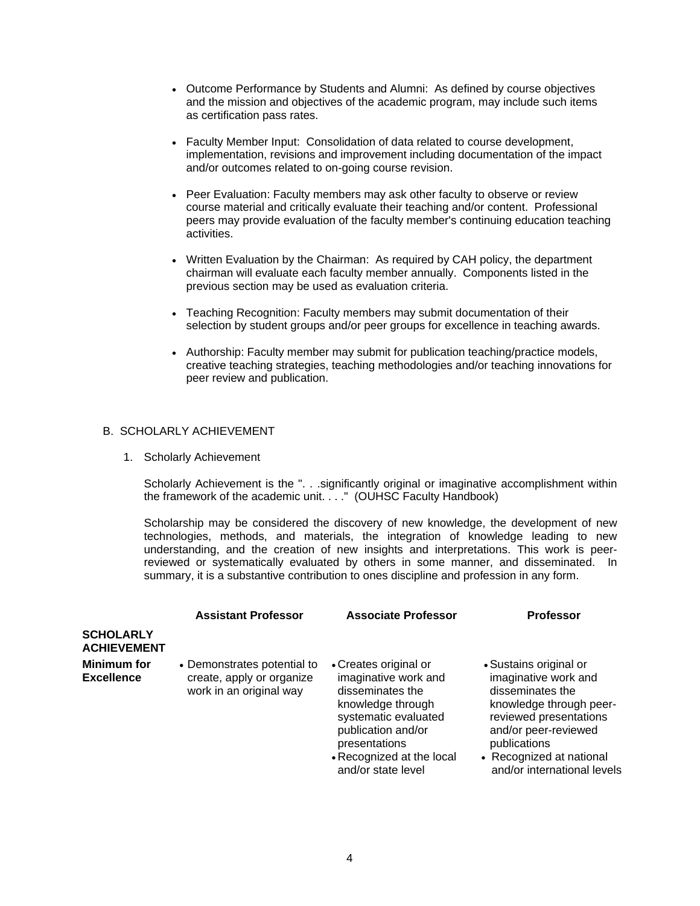- Outcome Performance by Students and Alumni: As defined by course objectives and the mission and objectives of the academic program, may include such items as certification pass rates.

- Faculty Member Input: Consolidation of data related to course development, implementation, revisions and improvement including documentation of the impact and/or outcomes related to on-going course revision.

- Peer Evaluation: Faculty members may ask other faculty to observe or review course material and critically evaluate their teaching and/or content. Professional peers may provide evaluation of the faculty member's continuing education teaching activities.

- Written Evaluation by the Chairman: As required by CAH policy, the department chairman will evaluate each faculty member annually. Components listed in the previous section may be used as evaluation criteria.

- Teaching Recognition: Faculty members may submit documentation of their selection by student groups and/or peer groups for excellence in teaching awards.

- Authorship: Faculty member may submit for publication teaching/practice models, creative teaching strategies, teaching methodologies and/or teaching innovations for peer review and publication.

## B. SCHOLARLY ACHIEVEMENT

### 1. Scholarly Achievement

Scholarly Achievement is the ". . .significantly original or imaginative accomplishment within the framework of the academic unit. . . ." (OUHSC Faculty Handbook)

Scholarship may be considered the discovery of new knowledge, the development of new technologies, methods, and materials, the integration of knowledge leading to new understanding, and the creation of new insights and interpretations. This work is peer-reviewed or systematically evaluated by others in some manner, and disseminated. In summary, it is a substantive contribution to ones discipline and profession in any form.

| | **Assistant Professor** | **Associate Professor** | **Professor** |
|---|---|---|---|
| **SCHOLARLY ACHIEVEMENT** | | | |
| **Minimum for Excellence** | • Demonstrates potential to create, apply or organize work in an original way | • Creates original or imaginative work and disseminates the knowledge through systematic evaluated publication and/or presentations<br>• Recognized at the local and/or state level | • Sustains original or imaginative work and disseminates the knowledge through peer-reviewed presentations and/or peer-reviewed publications<br>• Recognized at national and/or international levels |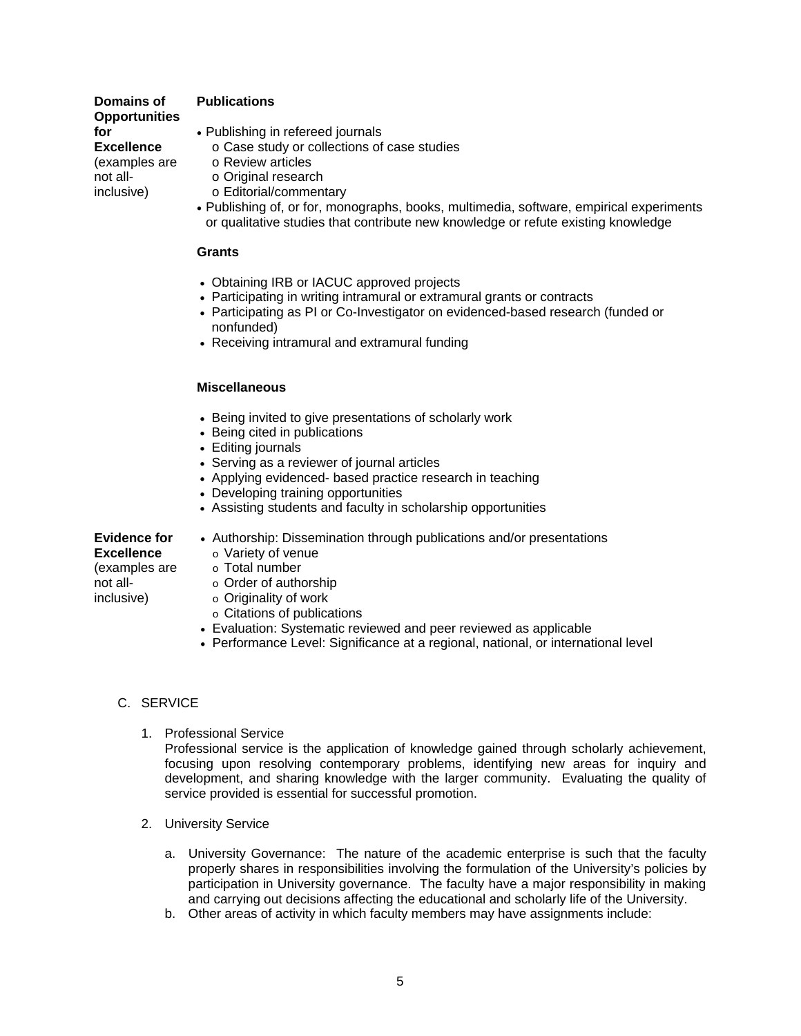| | |
|---|---|
| **Domains of Opportunities for Excellence** (examples are not all-inclusive) | **Publications**<br><br>• Publishing in refereed journals<br>  o Case study or collections of case studies<br>  o Review articles<br>  o Original research<br>  o Editorial/commentary<br>• Publishing of, or for, monographs, books, multimedia, software, empirical experiments or qualitative studies that contribute new knowledge or refute existing knowledge<br><br>**Grants**<br><br>• Obtaining IRB or IACUC approved projects<br>• Participating in writing intramural or extramural grants or contracts<br>• Participating as PI or Co-Investigator on evidenced-based research (funded or nonfunded)<br>• Receiving intramural and extramural funding<br><br>**Miscellaneous**<br><br>• Being invited to give presentations of scholarly work<br>• Being cited in publications<br>• Editing journals<br>• Serving as a reviewer of journal articles<br>• Applying evidenced- based practice research in teaching<br>• Developing training opportunities<br>• Assisting students and faculty in scholarship opportunities |
| **Evidence for Excellence** (examples are not all-inclusive) | • Authorship: Dissemination through publications and/or presentations<br>  o Variety of venue<br>  o Total number<br>  o Order of authorship<br>  o Originality of work<br>  o Citations of publications<br>• Evaluation: Systematic reviewed and peer reviewed as applicable<br>• Performance Level: Significance at a regional, national, or international level |

C. SERVICE

1. Professional Service
   Professional service is the application of knowledge gained through scholarly achievement, focusing upon resolving contemporary problems, identifying new areas for inquiry and development, and sharing knowledge with the larger community. Evaluating the quality of service provided is essential for successful promotion.

2. University Service

   a. University Governance: The nature of the academic enterprise is such that the faculty properly shares in responsibilities involving the formulation of the University's policies by participation in University governance. The faculty have a major responsibility in making and carrying out decisions affecting the educational and scholarly life of the University.
   b. Other areas of activity in which faculty members may have assignments include: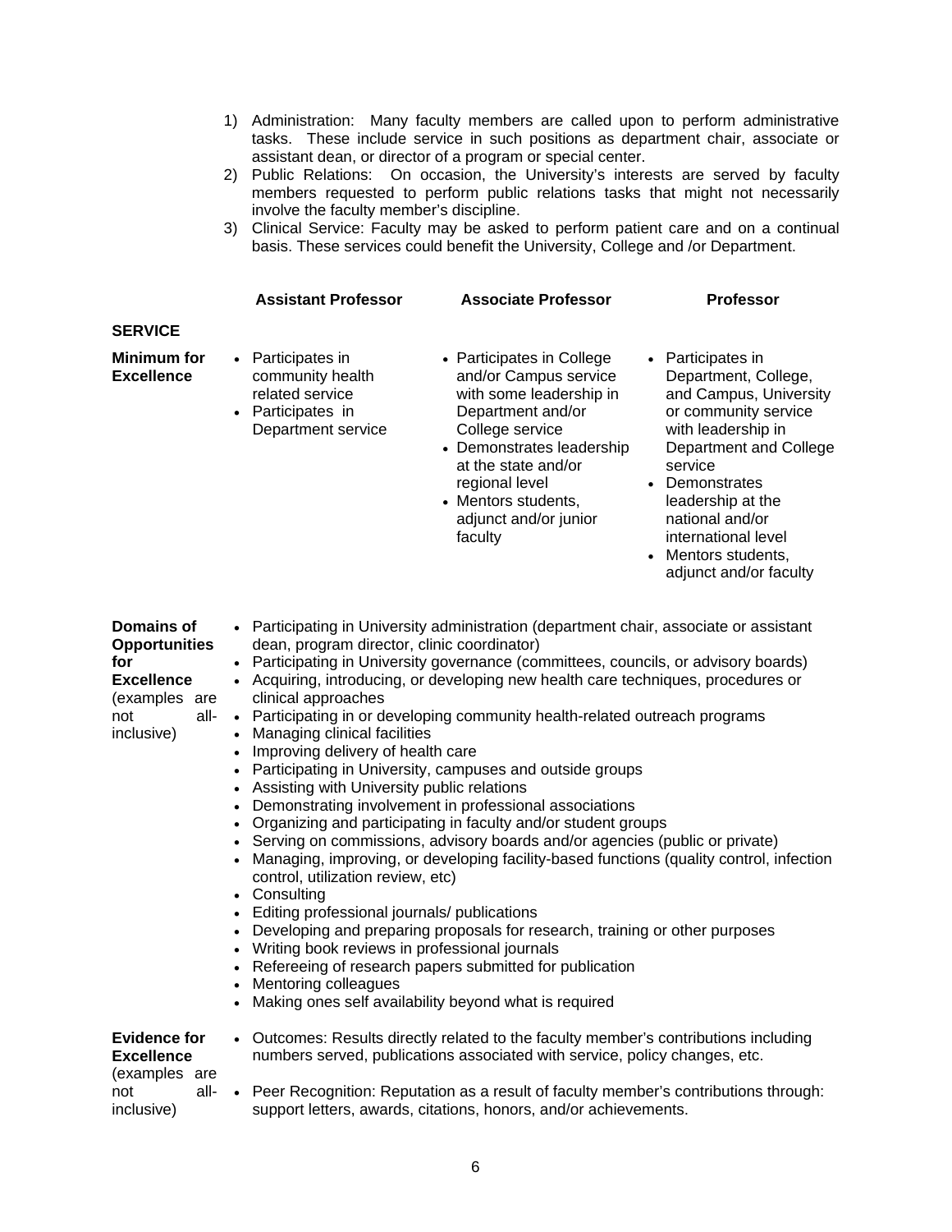1) Administration: Many faculty members are called upon to perform administrative tasks. These include service in such positions as department chair, associate or assistant dean, or director of a program or special center.
2) Public Relations: On occasion, the University's interests are served by faculty members requested to perform public relations tasks that might not necessarily involve the faculty member's discipline.
3) Clinical Service: Faculty may be asked to perform patient care and on a continual basis. These services could benefit the University, College and /or Department.

| SERVICE | Assistant Professor | Associate Professor | Professor |
|---|---|---|---|
| **Minimum for Excellence** | • Participates in community health related service<br>• Participates in Department service | • Participates in College and/or Campus service with some leadership in Department and/or College service<br>• Demonstrates leadership at the state and/or regional level<br>• Mentors students, adjunct and/or junior faculty | • Participates in Department, College, and Campus, University or community service with leadership in Department and College service<br>• Demonstrates leadership at the national and/or international level<br>• Mentors students, adjunct and/or faculty |

**Domains of Opportunities for Excellence** (examples are not all-inclusive)

- Participating in University administration (department chair, associate or assistant dean, program director, clinic coordinator)
- Participating in University governance (committees, councils, or advisory boards)
- Acquiring, introducing, or developing new health care techniques, procedures or clinical approaches
- Participating in or developing community health-related outreach programs
- Managing clinical facilities
- Improving delivery of health care
- Participating in University, campuses and outside groups
- Assisting with University public relations
- Demonstrating involvement in professional associations
- Organizing and participating in faculty and/or student groups
- Serving on commissions, advisory boards and/or agencies (public or private)
- Managing, improving, or developing facility-based functions (quality control, infection control, utilization review, etc)
- Consulting
- Editing professional journals/ publications
- Developing and preparing proposals for research, training or other purposes
- Writing book reviews in professional journals
- Refereeing of research papers submitted for publication
- Mentoring colleagues
- Making ones self availability beyond what is required

**Evidence for Excellence** (examples are not all-inclusive)

- Outcomes: Results directly related to the faculty member's contributions including numbers served, publications associated with service, policy changes, etc.
- Peer Recognition: Reputation as a result of faculty member's contributions through: support letters, awards, citations, honors, and/or achievements.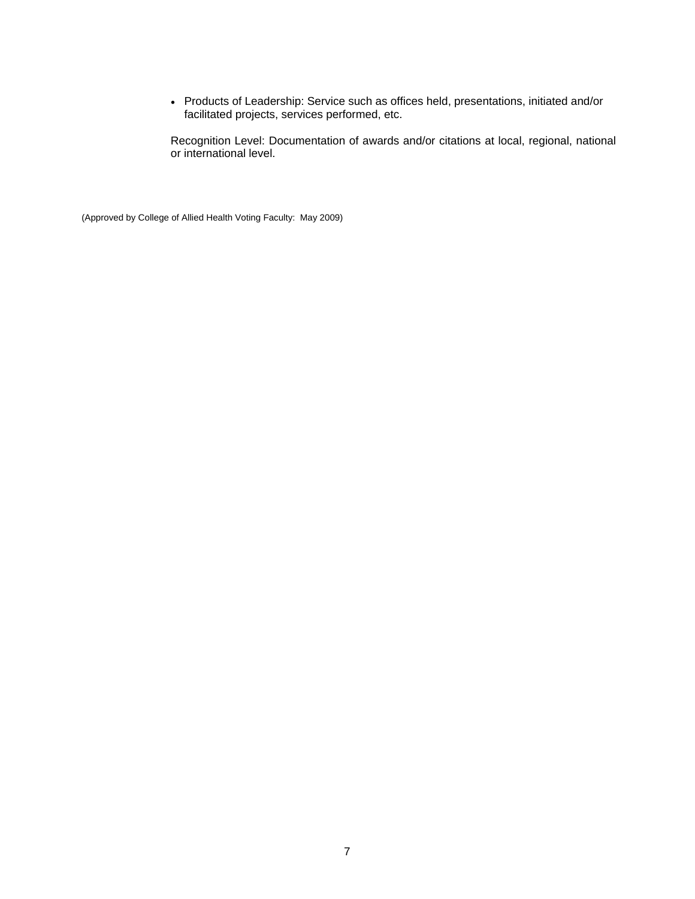- Products of Leadership: Service such as offices held, presentations, initiated and/or facilitated projects, services performed, etc.

Recognition Level: Documentation of awards and/or citations at local, regional, national or international level.

(Approved by College of Allied Health Voting Faculty: May 2009)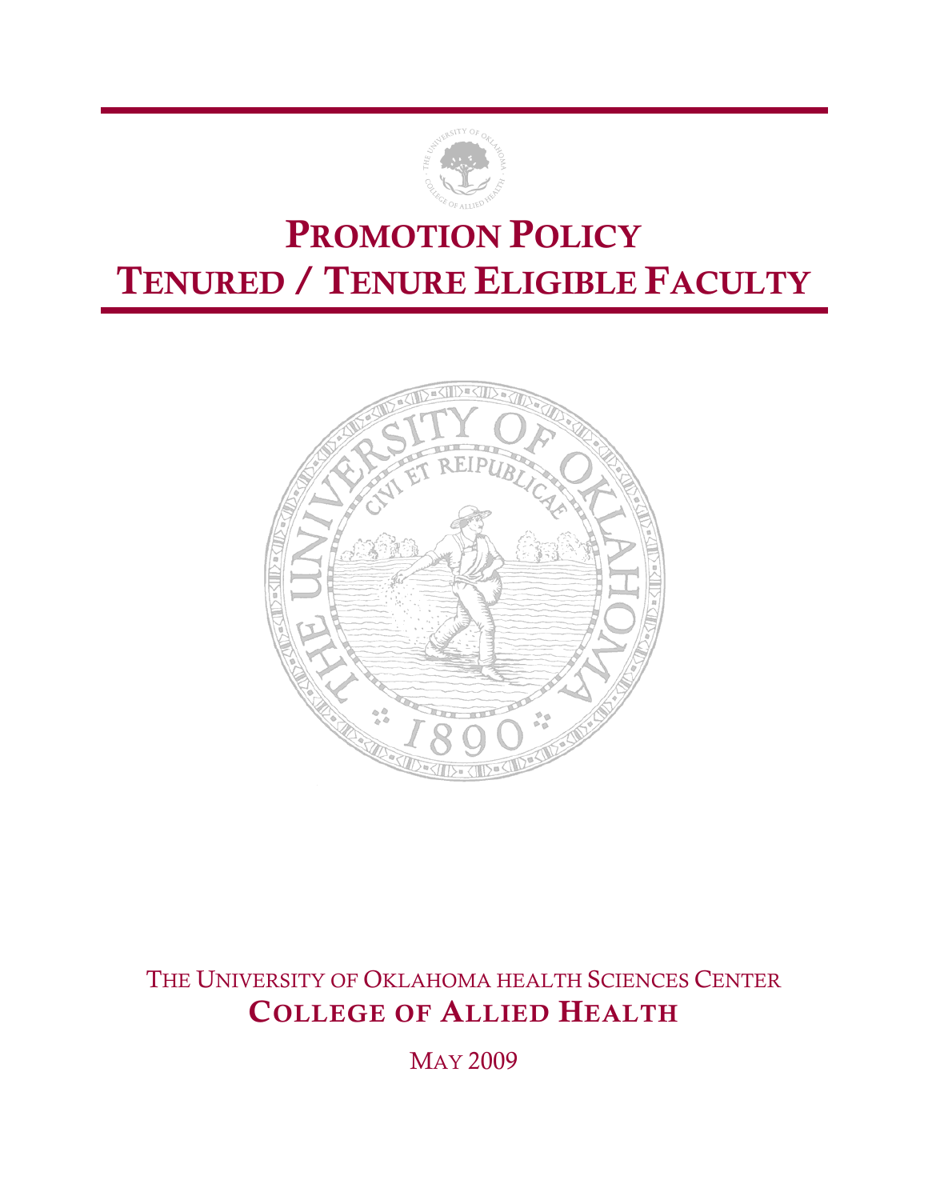# PROMOTION POLICY
# TENURED / TENURE ELIGIBLE FACULTY

THE UNIVERSITY OF OKLAHOMA HEALTH SCIENCES CENTER

**COLLEGE OF ALLIED HEALTH**

MAY 2009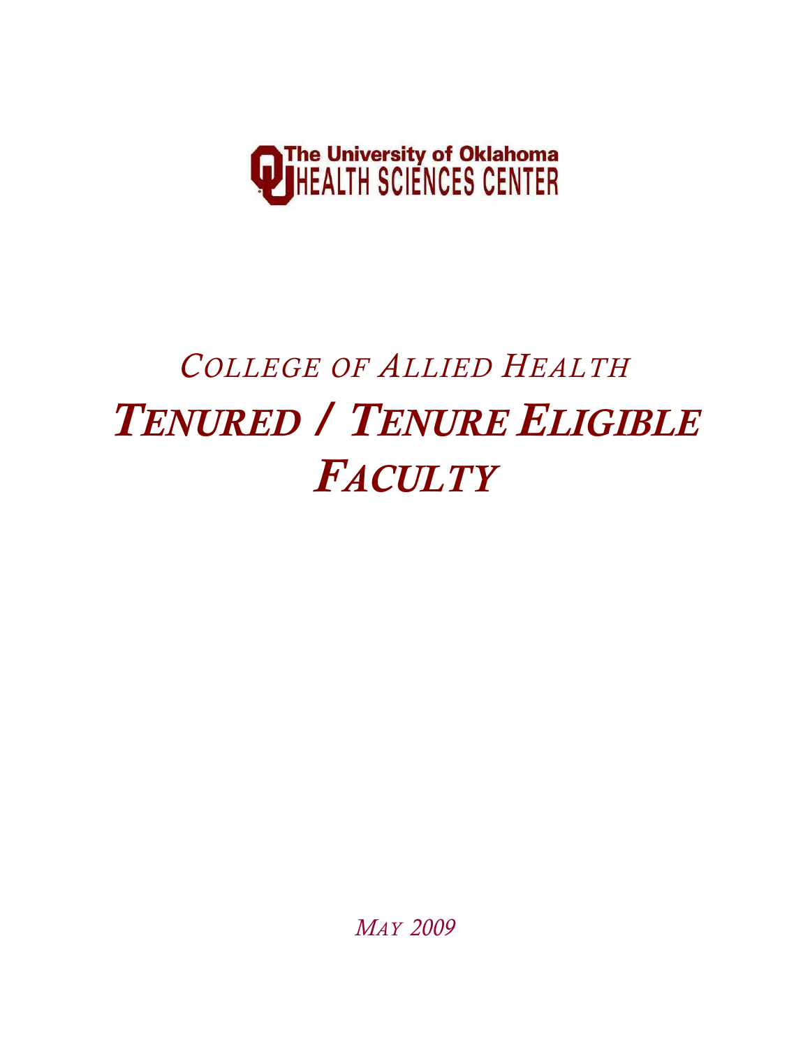The University of Oklahoma
HEALTH SCIENCES CENTER

# *College of Allied Health*

# ***Tenured / Tenure Eligible Faculty***

*May 2009*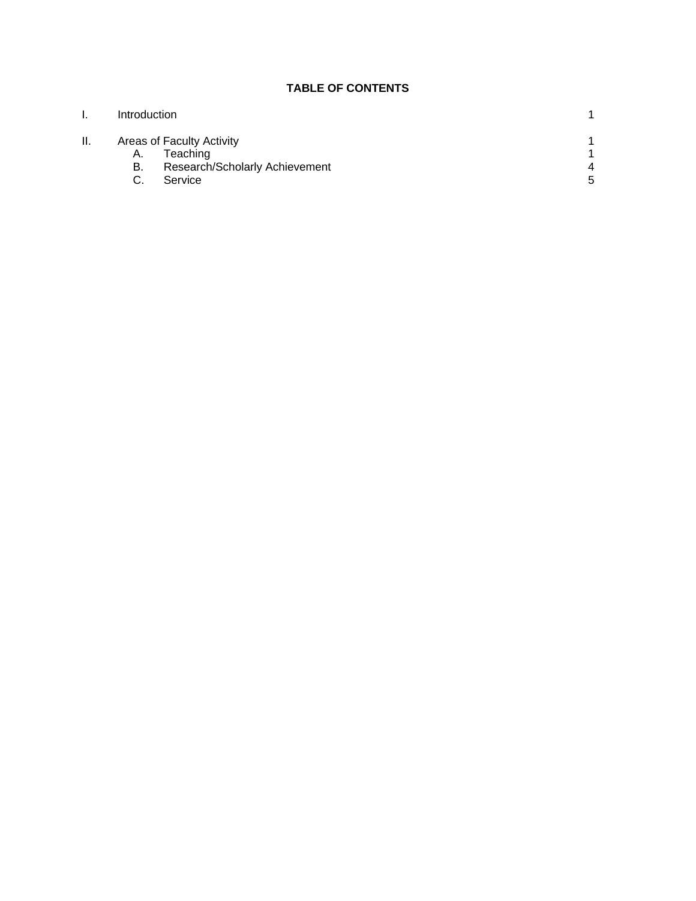## TABLE OF CONTENTS

| | | |
|---|---|---|
| I. | Introduction | 1 |
| II. | Areas of Faculty Activity | 1 |
| | A. Teaching | 1 |
| | B. Research/Scholarly Achievement | 4 |
| | C. Service | 5 |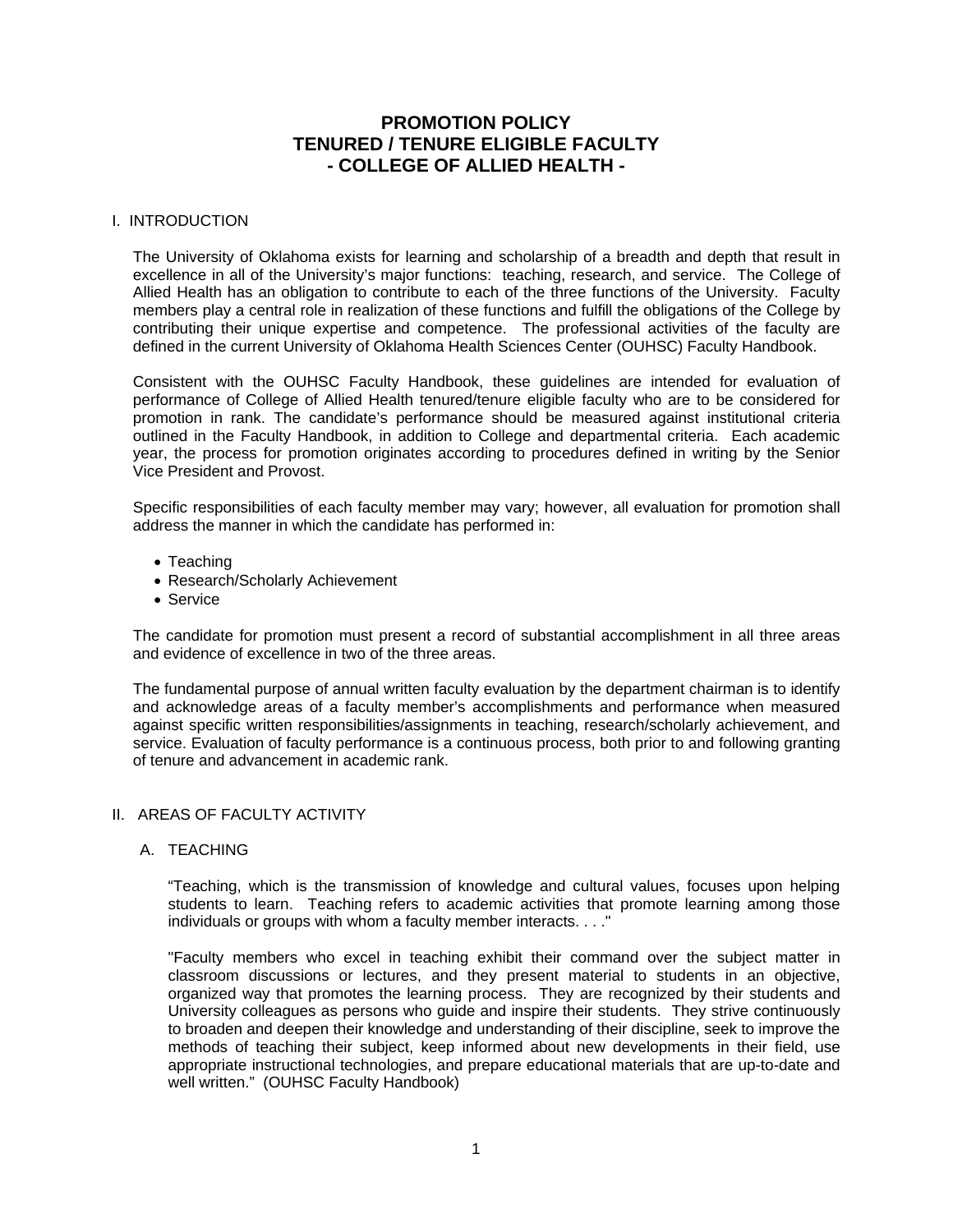# PROMOTION POLICY
# TENURED / TENURE ELIGIBLE FACULTY
# - COLLEGE OF ALLIED HEALTH -

## I. INTRODUCTION

The University of Oklahoma exists for learning and scholarship of a breadth and depth that result in excellence in all of the University's major functions: teaching, research, and service. The College of Allied Health has an obligation to contribute to each of the three functions of the University. Faculty members play a central role in realization of these functions and fulfill the obligations of the College by contributing their unique expertise and competence. The professional activities of the faculty are defined in the current University of Oklahoma Health Sciences Center (OUHSC) Faculty Handbook.

Consistent with the OUHSC Faculty Handbook, these guidelines are intended for evaluation of performance of College of Allied Health tenured/tenure eligible faculty who are to be considered for promotion in rank. The candidate's performance should be measured against institutional criteria outlined in the Faculty Handbook, in addition to College and departmental criteria. Each academic year, the process for promotion originates according to procedures defined in writing by the Senior Vice President and Provost.

Specific responsibilities of each faculty member may vary; however, all evaluation for promotion shall address the manner in which the candidate has performed in:

- Teaching
- Research/Scholarly Achievement
- Service

The candidate for promotion must present a record of substantial accomplishment in all three areas and evidence of excellence in two of the three areas.

The fundamental purpose of annual written faculty evaluation by the department chairman is to identify and acknowledge areas of a faculty member's accomplishments and performance when measured against specific written responsibilities/assignments in teaching, research/scholarly achievement, and service. Evaluation of faculty performance is a continuous process, both prior to and following granting of tenure and advancement in academic rank.

## II. AREAS OF FACULTY ACTIVITY

### A. TEACHING

"Teaching, which is the transmission of knowledge and cultural values, focuses upon helping students to learn. Teaching refers to academic activities that promote learning among those individuals or groups with whom a faculty member interacts. . . ."

"Faculty members who excel in teaching exhibit their command over the subject matter in classroom discussions or lectures, and they present material to students in an objective, organized way that promotes the learning process. They are recognized by their students and University colleagues as persons who guide and inspire their students. They strive continuously to broaden and deepen their knowledge and understanding of their discipline, seek to improve the methods of teaching their subject, keep informed about new developments in their field, use appropriate instructional technologies, and prepare educational materials that are up-to-date and well written." (OUHSC Faculty Handbook)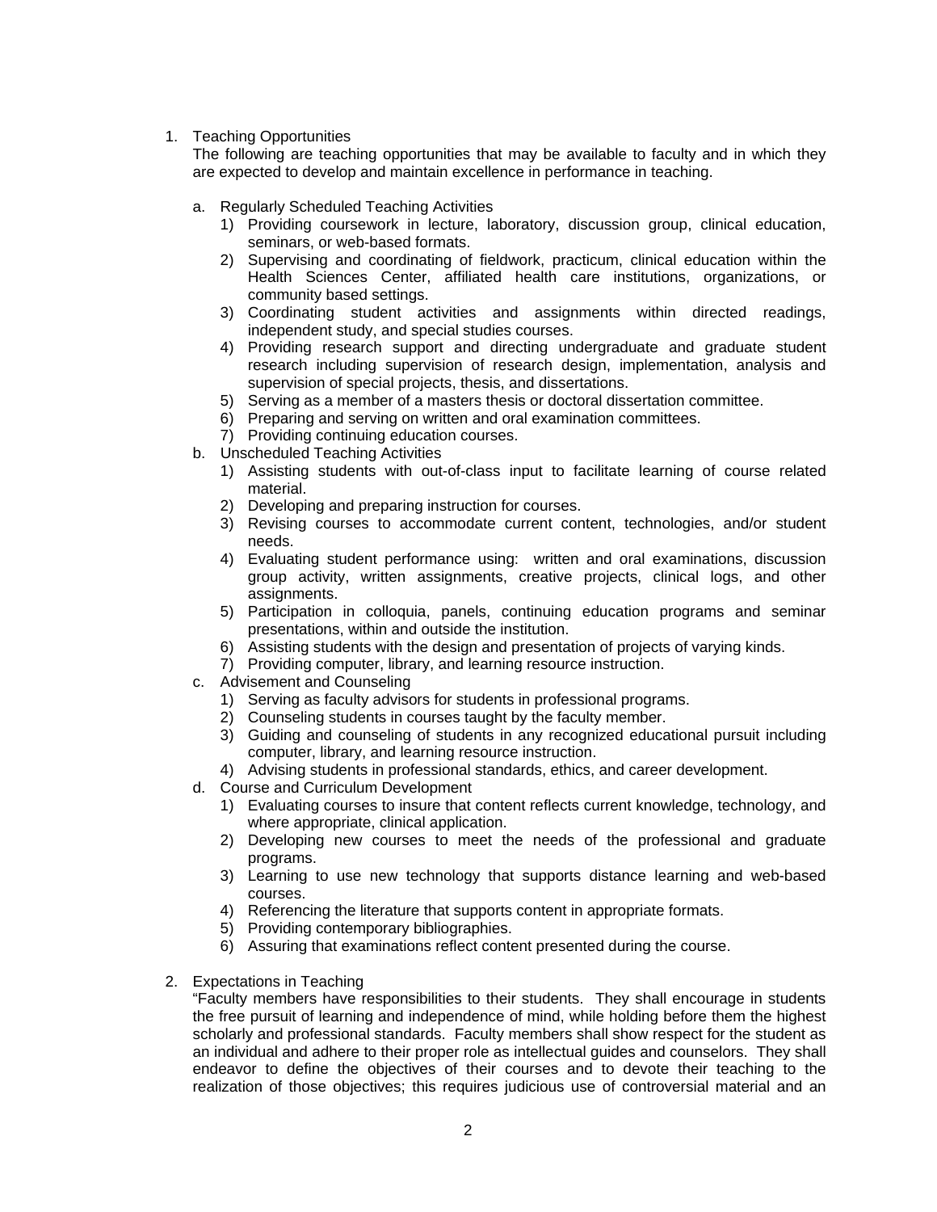1. Teaching Opportunities

   The following are teaching opportunities that may be available to faculty and in which they are expected to develop and maintain excellence in performance in teaching.

   a. Regularly Scheduled Teaching Activities
      1) Providing coursework in lecture, laboratory, discussion group, clinical education, seminars, or web-based formats.
      2) Supervising and coordinating of fieldwork, practicum, clinical education within the Health Sciences Center, affiliated health care institutions, organizations, or community based settings.
      3) Coordinating student activities and assignments within directed readings, independent study, and special studies courses.
      4) Providing research support and directing undergraduate and graduate student research including supervision of research design, implementation, analysis and supervision of special projects, thesis, and dissertations.
      5) Serving as a member of a masters thesis or doctoral dissertation committee.
      6) Preparing and serving on written and oral examination committees.
      7) Providing continuing education courses.
   b. Unscheduled Teaching Activities
      1) Assisting students with out-of-class input to facilitate learning of course related material.
      2) Developing and preparing instruction for courses.
      3) Revising courses to accommodate current content, technologies, and/or student needs.
      4) Evaluating student performance using: written and oral examinations, discussion group activity, written assignments, creative projects, clinical logs, and other assignments.
      5) Participation in colloquia, panels, continuing education programs and seminar presentations, within and outside the institution.
      6) Assisting students with the design and presentation of projects of varying kinds.
      7) Providing computer, library, and learning resource instruction.
   c. Advisement and Counseling
      1) Serving as faculty advisors for students in professional programs.
      2) Counseling students in courses taught by the faculty member.
      3) Guiding and counseling of students in any recognized educational pursuit including computer, library, and learning resource instruction.
      4) Advising students in professional standards, ethics, and career development.
   d. Course and Curriculum Development
      1) Evaluating courses to insure that content reflects current knowledge, technology, and where appropriate, clinical application.
      2) Developing new courses to meet the needs of the professional and graduate programs.
      3) Learning to use new technology that supports distance learning and web-based courses.
      4) Referencing the literature that supports content in appropriate formats.
      5) Providing contemporary bibliographies.
      6) Assuring that examinations reflect content presented during the course.

2. Expectations in Teaching

   "Faculty members have responsibilities to their students. They shall encourage in students the free pursuit of learning and independence of mind, while holding before them the highest scholarly and professional standards. Faculty members shall show respect for the student as an individual and adhere to their proper role as intellectual guides and counselors. They shall endeavor to define the objectives of their courses and to devote their teaching to the realization of those objectives; this requires judicious use of controversial material and an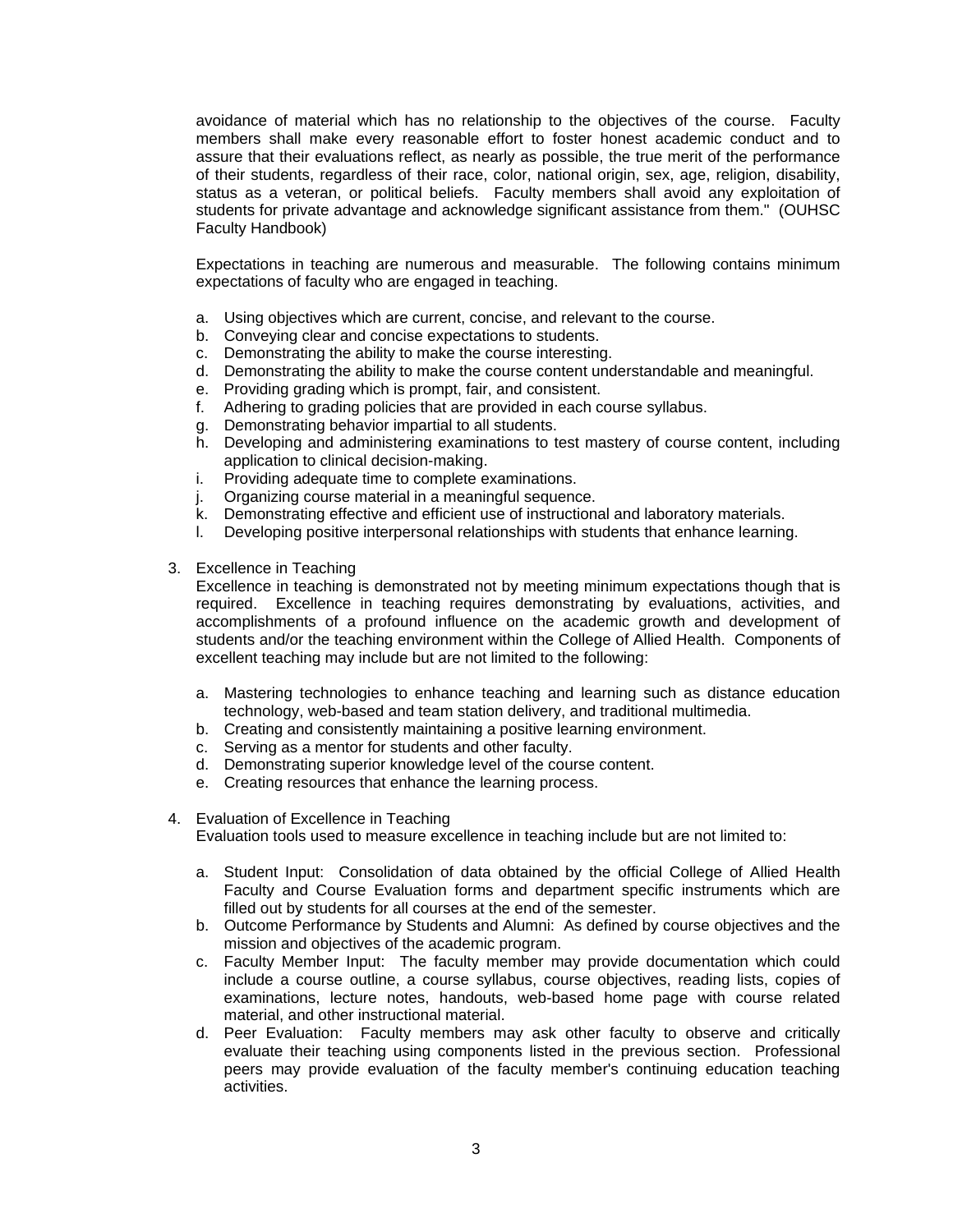avoidance of material which has no relationship to the objectives of the course. Faculty members shall make every reasonable effort to foster honest academic conduct and to assure that their evaluations reflect, as nearly as possible, the true merit of the performance of their students, regardless of their race, color, national origin, sex, age, religion, disability, status as a veteran, or political beliefs. Faculty members shall avoid any exploitation of students for private advantage and acknowledge significant assistance from them." (OUHSC Faculty Handbook)

Expectations in teaching are numerous and measurable. The following contains minimum expectations of faculty who are engaged in teaching.

a. Using objectives which are current, concise, and relevant to the course.
b. Conveying clear and concise expectations to students.
c. Demonstrating the ability to make the course interesting.
d. Demonstrating the ability to make the course content understandable and meaningful.
e. Providing grading which is prompt, fair, and consistent.
f. Adhering to grading policies that are provided in each course syllabus.
g. Demonstrating behavior impartial to all students.
h. Developing and administering examinations to test mastery of course content, including application to clinical decision-making.
i. Providing adequate time to complete examinations.
j. Organizing course material in a meaningful sequence.
k. Demonstrating effective and efficient use of instructional and laboratory materials.
l. Developing positive interpersonal relationships with students that enhance learning.

3. Excellence in Teaching

Excellence in teaching is demonstrated not by meeting minimum expectations though that is required. Excellence in teaching requires demonstrating by evaluations, activities, and accomplishments of a profound influence on the academic growth and development of students and/or the teaching environment within the College of Allied Health. Components of excellent teaching may include but are not limited to the following:

a. Mastering technologies to enhance teaching and learning such as distance education technology, web-based and team station delivery, and traditional multimedia.
b. Creating and consistently maintaining a positive learning environment.
c. Serving as a mentor for students and other faculty.
d. Demonstrating superior knowledge level of the course content.
e. Creating resources that enhance the learning process.

4. Evaluation of Excellence in Teaching

Evaluation tools used to measure excellence in teaching include but are not limited to:

a. Student Input: Consolidation of data obtained by the official College of Allied Health Faculty and Course Evaluation forms and department specific instruments which are filled out by students for all courses at the end of the semester.
b. Outcome Performance by Students and Alumni: As defined by course objectives and the mission and objectives of the academic program.
c. Faculty Member Input: The faculty member may provide documentation which could include a course outline, a course syllabus, course objectives, reading lists, copies of examinations, lecture notes, handouts, web-based home page with course related material, and other instructional material.
d. Peer Evaluation: Faculty members may ask other faculty to observe and critically evaluate their teaching using components listed in the previous section. Professional peers may provide evaluation of the faculty member's continuing education teaching activities.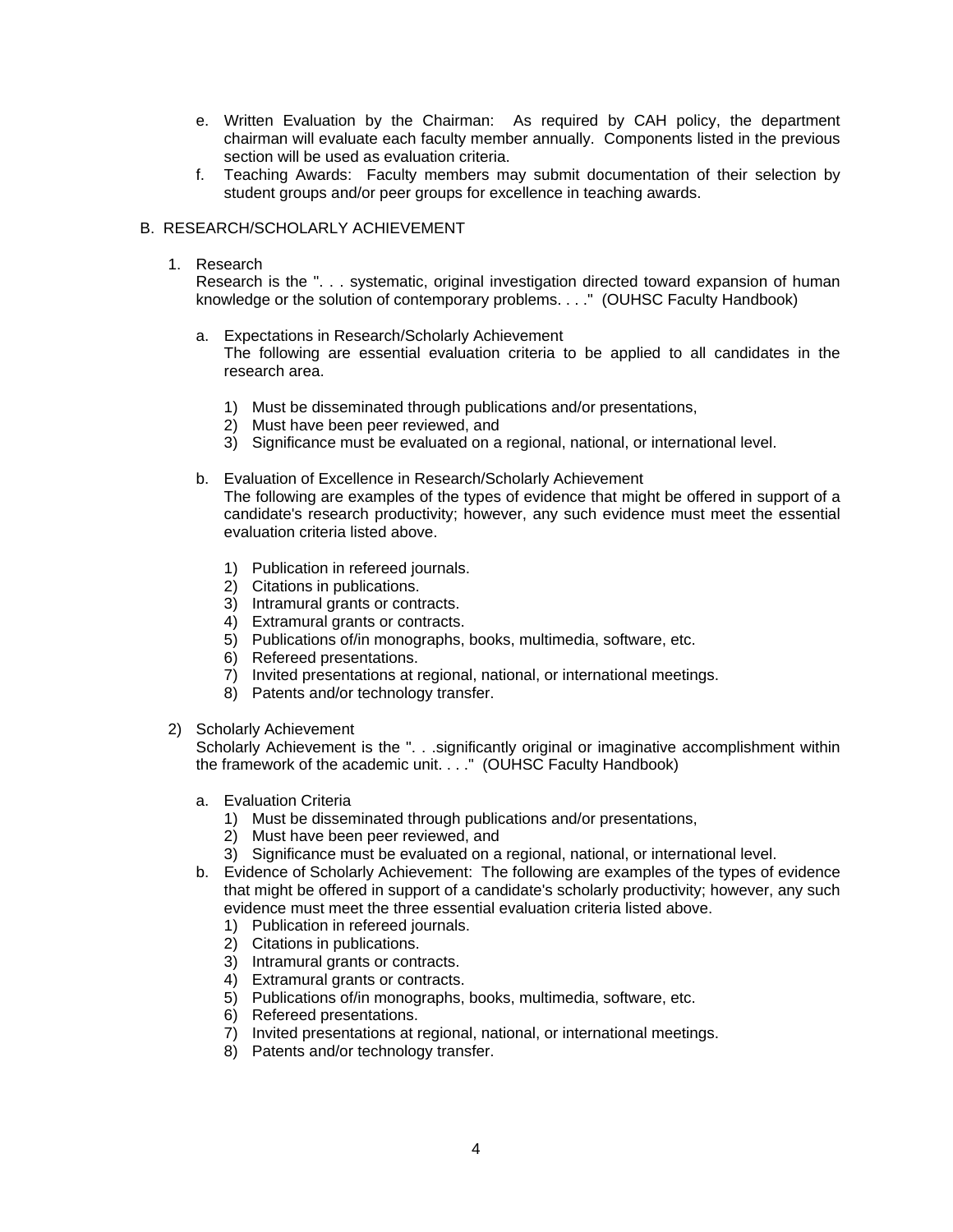e. Written Evaluation by the Chairman: As required by CAH policy, the department chairman will evaluate each faculty member annually. Components listed in the previous section will be used as evaluation criteria.

f. Teaching Awards: Faculty members may submit documentation of their selection by student groups and/or peer groups for excellence in teaching awards.

B. RESEARCH/SCHOLARLY ACHIEVEMENT

1. Research

   Research is the ". . . systematic, original investigation directed toward expansion of human knowledge or the solution of contemporary problems. . . ." (OUHSC Faculty Handbook)

   a. Expectations in Research/Scholarly Achievement

      The following are essential evaluation criteria to be applied to all candidates in the research area.

      1) Must be disseminated through publications and/or presentations,
      2) Must have been peer reviewed, and
      3) Significance must be evaluated on a regional, national, or international level.

   b. Evaluation of Excellence in Research/Scholarly Achievement

      The following are examples of the types of evidence that might be offered in support of a candidate's research productivity; however, any such evidence must meet the essential evaluation criteria listed above.

      1) Publication in refereed journals.
      2) Citations in publications.
      3) Intramural grants or contracts.
      4) Extramural grants or contracts.
      5) Publications of/in monographs, books, multimedia, software, etc.
      6) Refereed presentations.
      7) Invited presentations at regional, national, or international meetings.
      8) Patents and/or technology transfer.

2) Scholarly Achievement

   Scholarly Achievement is the ". . .significantly original or imaginative accomplishment within the framework of the academic unit. . . ." (OUHSC Faculty Handbook)

   a. Evaluation Criteria
      1) Must be disseminated through publications and/or presentations,
      2) Must have been peer reviewed, and
      3) Significance must be evaluated on a regional, national, or international level.

   b. Evidence of Scholarly Achievement: The following are examples of the types of evidence that might be offered in support of a candidate's scholarly productivity; however, any such evidence must meet the three essential evaluation criteria listed above.
      1) Publication in refereed journals.
      2) Citations in publications.
      3) Intramural grants or contracts.
      4) Extramural grants or contracts.
      5) Publications of/in monographs, books, multimedia, software, etc.
      6) Refereed presentations.
      7) Invited presentations at regional, national, or international meetings.
      8) Patents and/or technology transfer.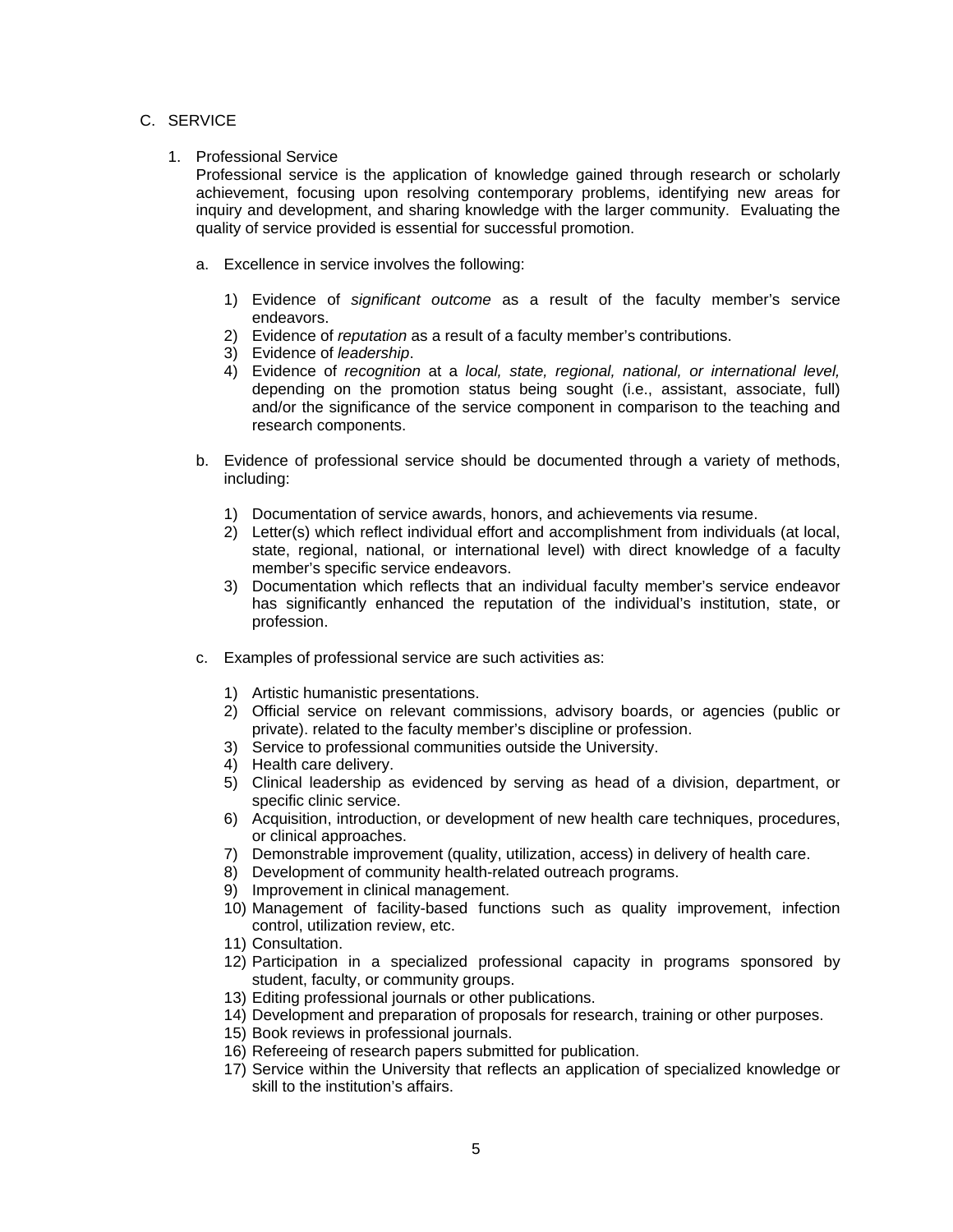C. SERVICE

1. Professional Service

   Professional service is the application of knowledge gained through research or scholarly achievement, focusing upon resolving contemporary problems, identifying new areas for inquiry and development, and sharing knowledge with the larger community. Evaluating the quality of service provided is essential for successful promotion.

   a. Excellence in service involves the following:

      1) Evidence of *significant outcome* as a result of the faculty member's service endeavors.
      2) Evidence of *reputation* as a result of a faculty member's contributions.
      3) Evidence of *leadership*.
      4) Evidence of *recognition* at a *local, state, regional, national, or international level,* depending on the promotion status being sought (i.e., assistant, associate, full) and/or the significance of the service component in comparison to the teaching and research components.

   b. Evidence of professional service should be documented through a variety of methods, including:

      1) Documentation of service awards, honors, and achievements via resume.
      2) Letter(s) which reflect individual effort and accomplishment from individuals (at local, state, regional, national, or international level) with direct knowledge of a faculty member's specific service endeavors.
      3) Documentation which reflects that an individual faculty member's service endeavor has significantly enhanced the reputation of the individual's institution, state, or profession.

   c. Examples of professional service are such activities as:

      1) Artistic humanistic presentations.
      2) Official service on relevant commissions, advisory boards, or agencies (public or private). related to the faculty member's discipline or profession.
      3) Service to professional communities outside the University.
      4) Health care delivery.
      5) Clinical leadership as evidenced by serving as head of a division, department, or specific clinic service.
      6) Acquisition, introduction, or development of new health care techniques, procedures, or clinical approaches.
      7) Demonstrable improvement (quality, utilization, access) in delivery of health care.
      8) Development of community health-related outreach programs.
      9) Improvement in clinical management.
      10) Management of facility-based functions such as quality improvement, infection control, utilization review, etc.
      11) Consultation.
      12) Participation in a specialized professional capacity in programs sponsored by student, faculty, or community groups.
      13) Editing professional journals or other publications.
      14) Development and preparation of proposals for research, training or other purposes.
      15) Book reviews in professional journals.
      16) Refereeing of research papers submitted for publication.
      17) Service within the University that reflects an application of specialized knowledge or skill to the institution's affairs.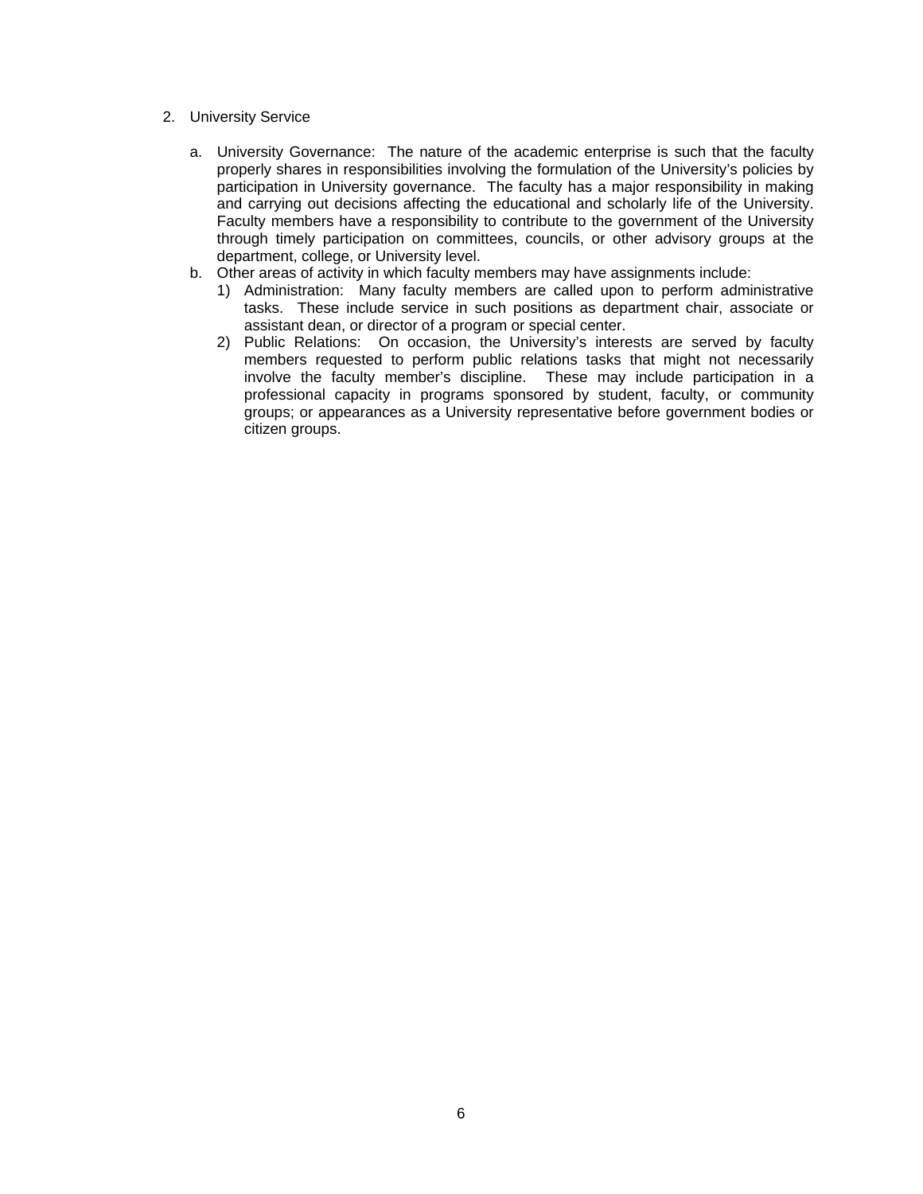2. University Service

   a. University Governance: The nature of the academic enterprise is such that the faculty properly shares in responsibilities involving the formulation of the University's policies by participation in University governance. The faculty has a major responsibility in making and carrying out decisions affecting the educational and scholarly life of the University. Faculty members have a responsibility to contribute to the government of the University through timely participation on committees, councils, or other advisory groups at the department, college, or University level.
   b. Other areas of activity in which faculty members may have assignments include:
      1) Administration: Many faculty members are called upon to perform administrative tasks. These include service in such positions as department chair, associate or assistant dean, or director of a program or special center.
      2) Public Relations: On occasion, the University's interests are served by faculty members requested to perform public relations tasks that might not necessarily involve the faculty member's discipline. These may include participation in a professional capacity in programs sponsored by student, faculty, or community groups; or appearances as a University representative before government bodies or citizen groups.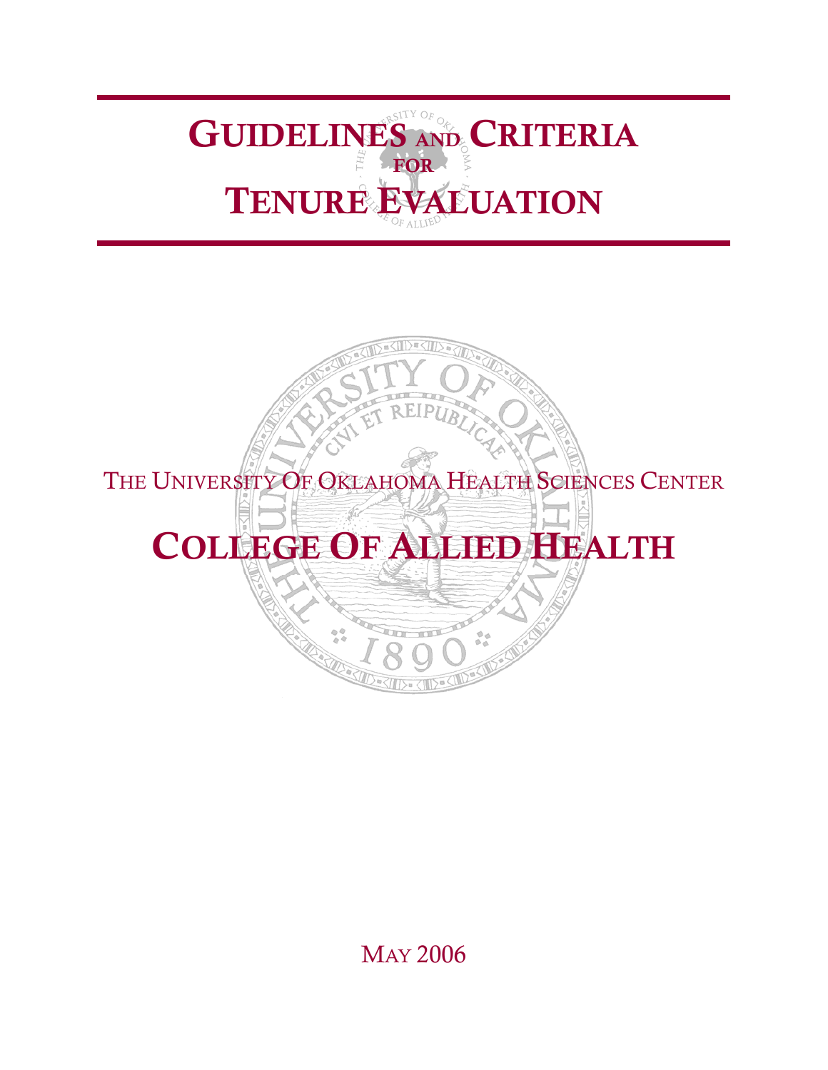# GUIDELINES AND CRITERIA FOR TENURE EVALUATION

THE UNIVERSITY OF OKLAHOMA HEALTH SCIENCES CENTER

# COLLEGE OF ALLIED HEALTH

MAY 2006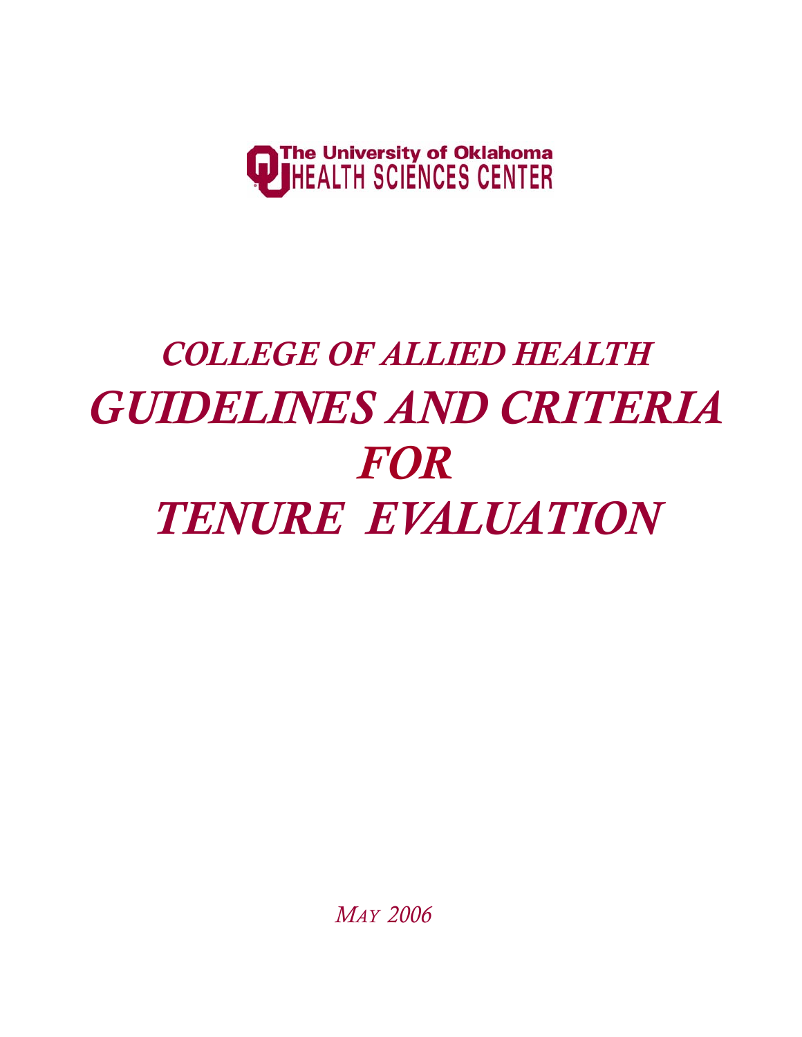The University of Oklahoma
HEALTH SCIENCES CENTER

# *COLLEGE OF ALLIED HEALTH*

# *GUIDELINES AND CRITERIA FOR TENURE EVALUATION*

*MAY 2006*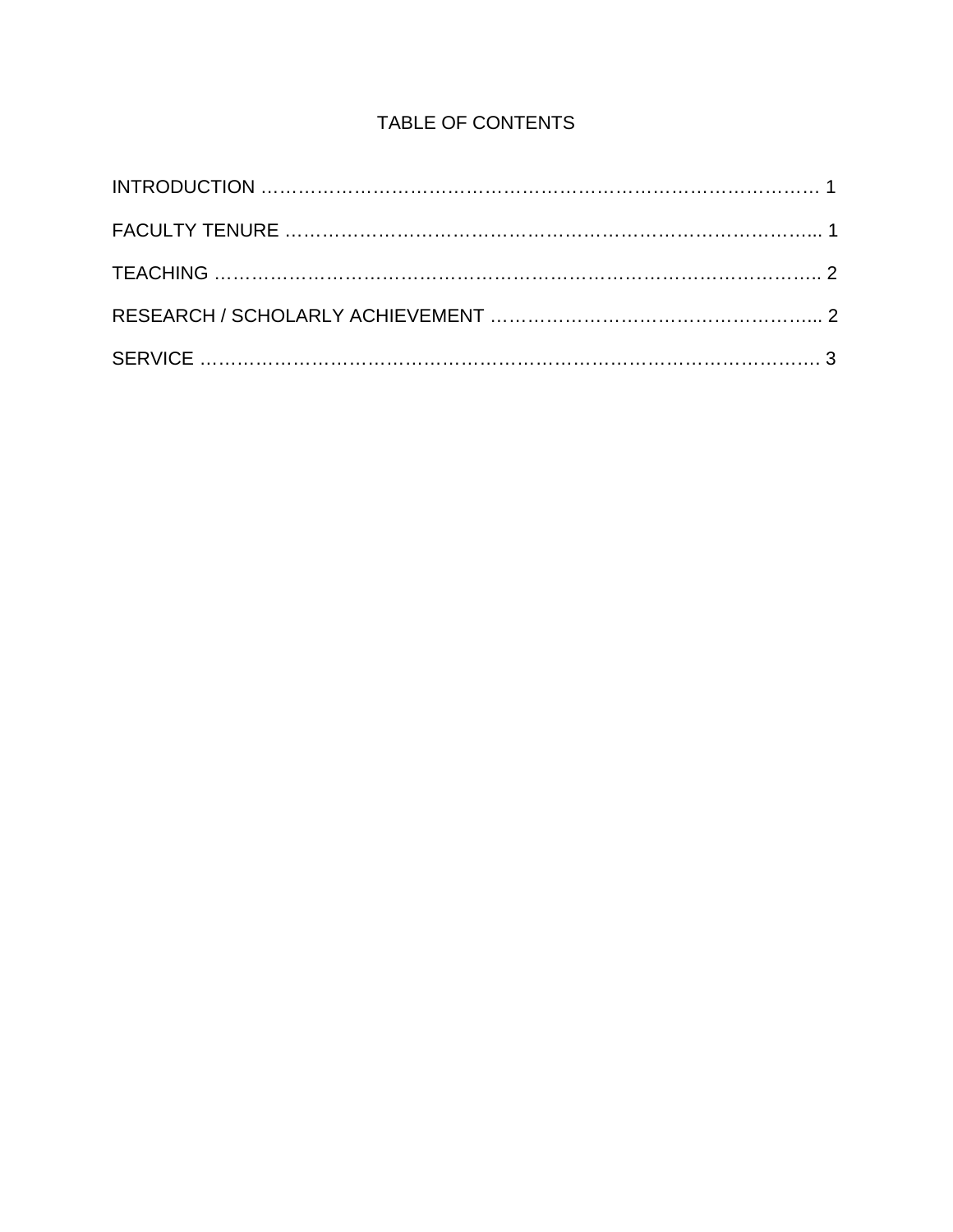# TABLE OF CONTENTS

INTRODUCTION ………………………………………………………………………………… 1

FACULTY TENURE ……………………………………………………………………………... 1

TEACHING ……………………………………………………………………………………….. 2

RESEARCH / SCHOLARLY ACHIEVEMENT ……………………………………………... 2

SERVICE ………………………………………………………………………………………. 3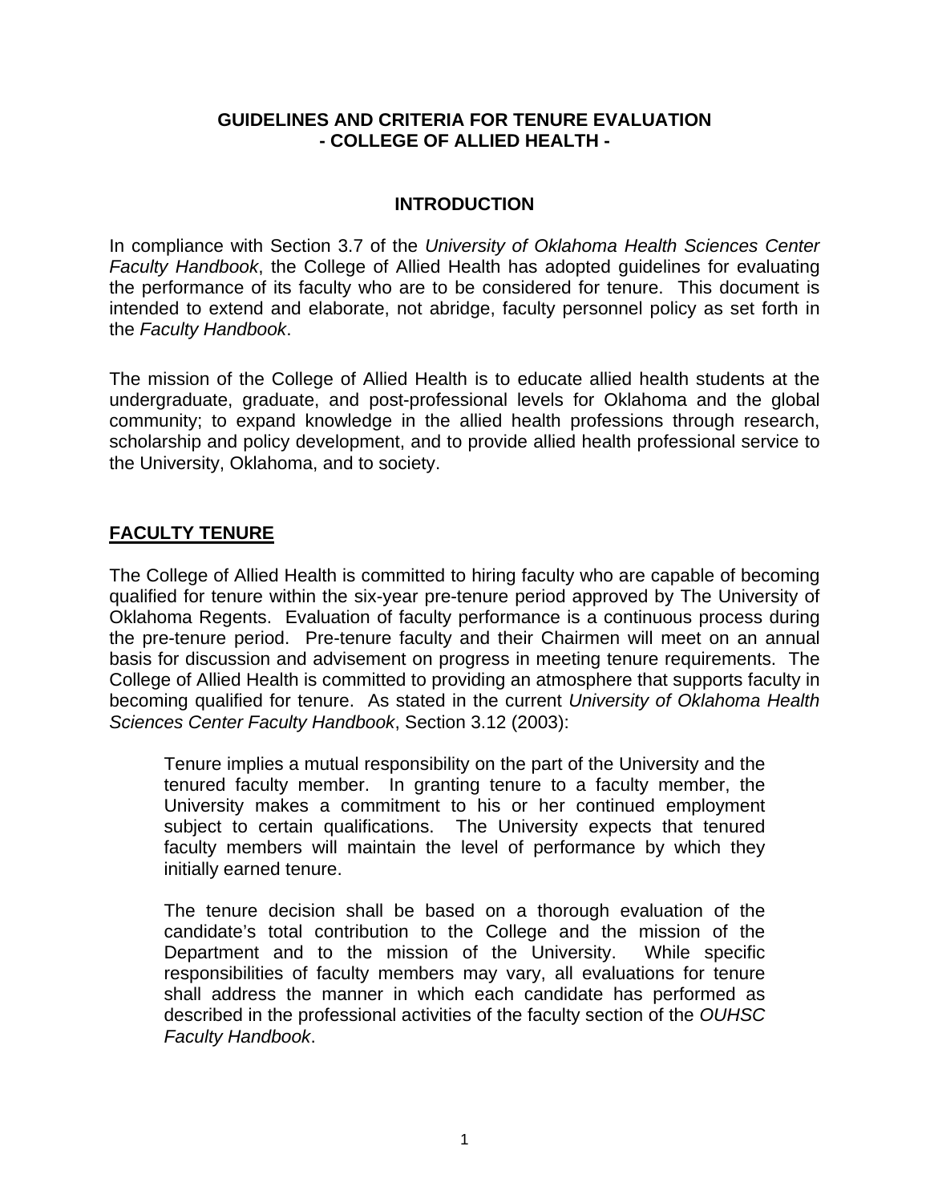# GUIDELINES AND CRITERIA FOR TENURE EVALUATION
# - COLLEGE OF ALLIED HEALTH -

## INTRODUCTION

In compliance with Section 3.7 of the *University of Oklahoma Health Sciences Center Faculty Handbook*, the College of Allied Health has adopted guidelines for evaluating the performance of its faculty who are to be considered for tenure. This document is intended to extend and elaborate, not abridge, faculty personnel policy as set forth in the *Faculty Handbook*.

The mission of the College of Allied Health is to educate allied health students at the undergraduate, graduate, and post-professional levels for Oklahoma and the global community; to expand knowledge in the allied health professions through research, scholarship and policy development, and to provide allied health professional service to the University, Oklahoma, and to society.

## FACULTY TENURE

The College of Allied Health is committed to hiring faculty who are capable of becoming qualified for tenure within the six-year pre-tenure period approved by The University of Oklahoma Regents. Evaluation of faculty performance is a continuous process during the pre-tenure period. Pre-tenure faculty and their Chairmen will meet on an annual basis for discussion and advisement on progress in meeting tenure requirements. The College of Allied Health is committed to providing an atmosphere that supports faculty in becoming qualified for tenure. As stated in the current *University of Oklahoma Health Sciences Center Faculty Handbook*, Section 3.12 (2003):

> Tenure implies a mutual responsibility on the part of the University and the tenured faculty member. In granting tenure to a faculty member, the University makes a commitment to his or her continued employment subject to certain qualifications. The University expects that tenured faculty members will maintain the level of performance by which they initially earned tenure.
>
> The tenure decision shall be based on a thorough evaluation of the candidate's total contribution to the College and the mission of the Department and to the mission of the University. While specific responsibilities of faculty members may vary, all evaluations for tenure shall address the manner in which each candidate has performed as described in the professional activities of the faculty section of the *OUHSC Faculty Handbook*.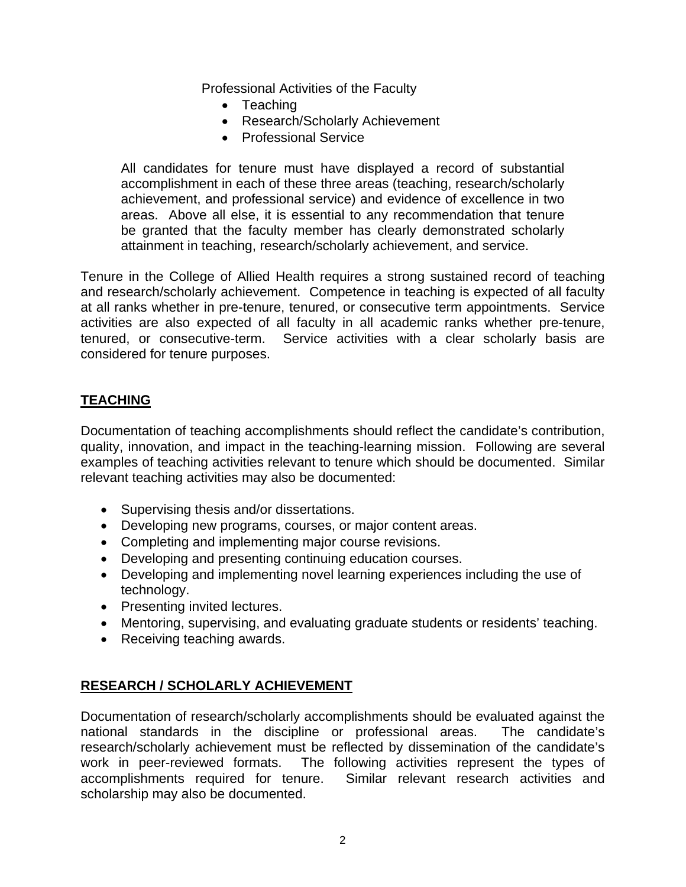Professional Activities of the Faculty

- Teaching
- Research/Scholarly Achievement
- Professional Service

All candidates for tenure must have displayed a record of substantial accomplishment in each of these three areas (teaching, research/scholarly achievement, and professional service) and evidence of excellence in two areas. Above all else, it is essential to any recommendation that tenure be granted that the faculty member has clearly demonstrated scholarly attainment in teaching, research/scholarly achievement, and service.

Tenure in the College of Allied Health requires a strong sustained record of teaching and research/scholarly achievement. Competence in teaching is expected of all faculty at all ranks whether in pre-tenure, tenured, or consecutive term appointments. Service activities are also expected of all faculty in all academic ranks whether pre-tenure, tenured, or consecutive-term. Service activities with a clear scholarly basis are considered for tenure purposes.

## TEACHING

Documentation of teaching accomplishments should reflect the candidate's contribution, quality, innovation, and impact in the teaching-learning mission. Following are several examples of teaching activities relevant to tenure which should be documented. Similar relevant teaching activities may also be documented:

- Supervising thesis and/or dissertations.
- Developing new programs, courses, or major content areas.
- Completing and implementing major course revisions.
- Developing and presenting continuing education courses.
- Developing and implementing novel learning experiences including the use of technology.
- Presenting invited lectures.
- Mentoring, supervising, and evaluating graduate students or residents' teaching.
- Receiving teaching awards.

## RESEARCH / SCHOLARLY ACHIEVEMENT

Documentation of research/scholarly accomplishments should be evaluated against the national standards in the discipline or professional areas. The candidate's research/scholarly achievement must be reflected by dissemination of the candidate's work in peer-reviewed formats. The following activities represent the types of accomplishments required for tenure. Similar relevant research activities and scholarship may also be documented.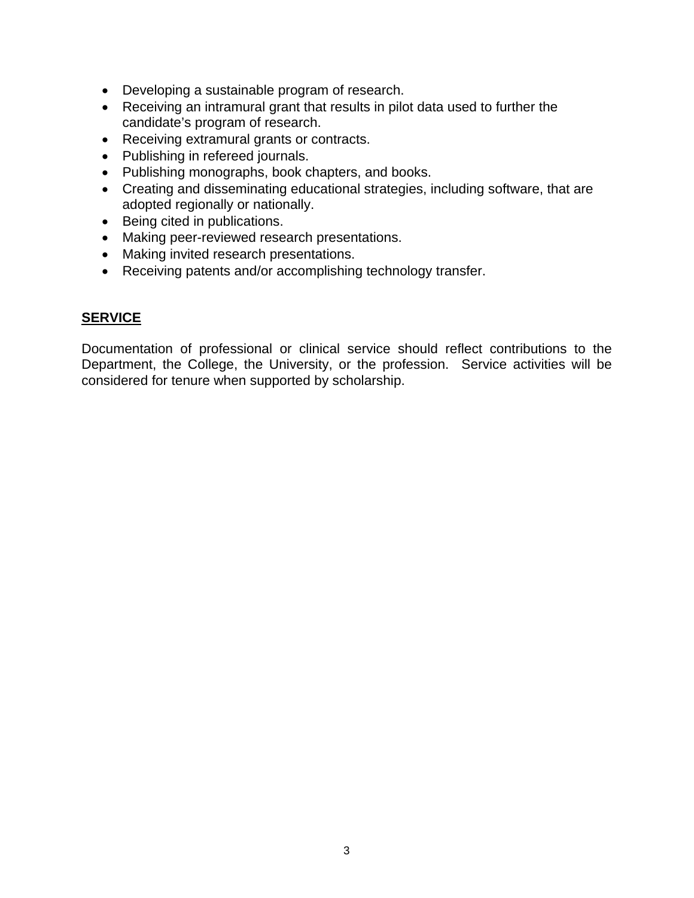- Developing a sustainable program of research.
- Receiving an intramural grant that results in pilot data used to further the candidate's program of research.
- Receiving extramural grants or contracts.
- Publishing in refereed journals.
- Publishing monographs, book chapters, and books.
- Creating and disseminating educational strategies, including software, that are adopted regionally or nationally.
- Being cited in publications.
- Making peer-reviewed research presentations.
- Making invited research presentations.
- Receiving patents and/or accomplishing technology transfer.

## SERVICE

Documentation of professional or clinical service should reflect contributions to the Department, the College, the University, or the profession. Service activities will be considered for tenure when supported by scholarship.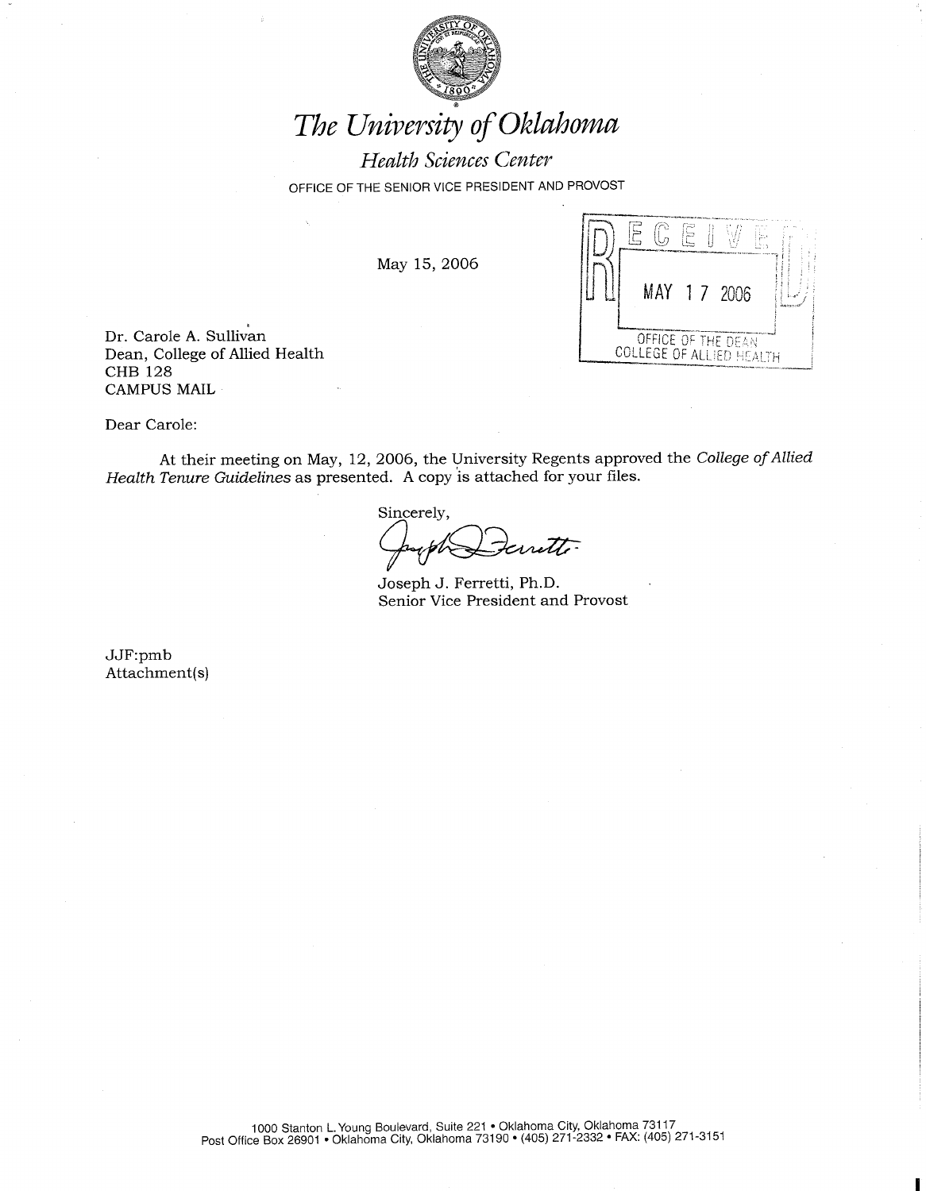# *The University of Oklahoma*

*Health Sciences Center*

OFFICE OF THE SENIOR VICE PRESIDENT AND PROVOST

May 15, 2006

RECEIVED
MAY 17 2006
OFFICE OF THE DEAN
COLLEGE OF ALLIED HEALTH

Dr. Carole A. Sullivan
Dean, College of Allied Health
CHB 128
CAMPUS MAIL

Dear Carole:

At their meeting on May, 12, 2006, the University Regents approved the *College of Allied Health Tenure Guidelines* as presented. A copy is attached for your files.

Sincerely,

Joseph J. Ferretti, Ph.D.
Senior Vice President and Provost

JJF:pmb
Attachment(s)

1000 Stanton L. Young Boulevard, Suite 221 • Oklahoma City, Oklahoma 73117
Post Office Box 26901 • Oklahoma City, Oklahoma 73190 • (405) 271-2332 • FAX: (405) 271-3151